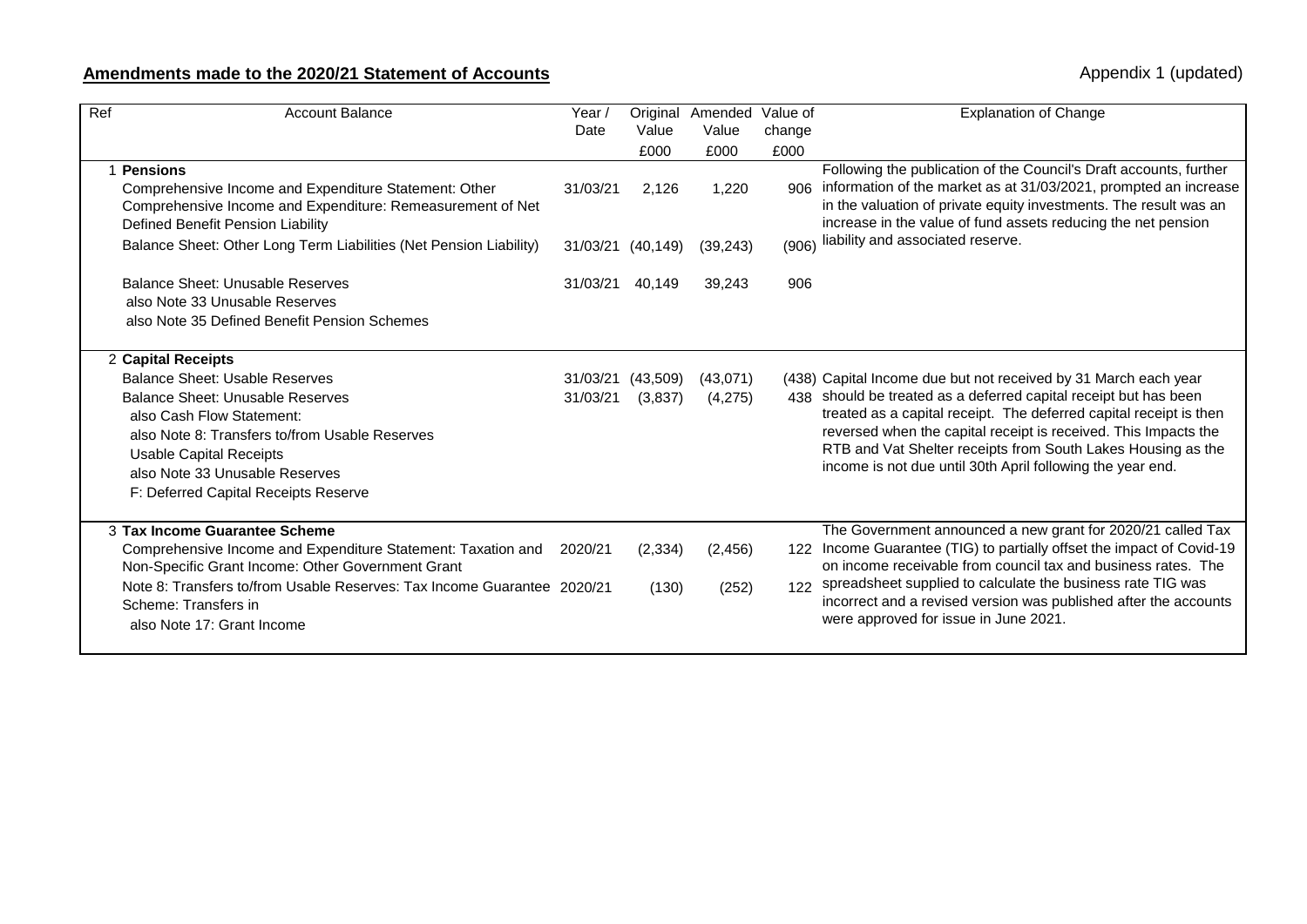## **Amendments made to the 2020/21 Statement of Accounts**

Appendix 1 (updated)

| Ref | Account Balance | Year / Date | Original Value £000 | Amended Value £000 | Value of change £000 | Explanation of Change |
|---|---|---|---|---|---|---|
| 1 | **Pensions** | | | | | Following the publication of the Council's Draft accounts, further information of the market as at 31/03/2021, prompted an increase in the valuation of private equity investments. The result was an increase in the value of fund assets reducing the net pension liability and associated reserve. |
| | Comprehensive Income and Expenditure Statement: Other Comprehensive Income and Expenditure: Remeasurement of Net Defined Benefit Pension Liability | 31/03/21 | 2,126 | 1,220 | 906 | |
| | Balance Sheet: Other Long Term Liabilities (Net Pension Liability) | 31/03/21 | (40,149) | (39,243) | (906) | |
| | Balance Sheet: Unusable Reserves<br>also Note 33 Unusable Reserves<br>also Note 35 Defined Benefit Pension Schemes | 31/03/21 | 40,149 | 39,243 | 906 | |
| 2 | **Capital Receipts** | | | | | |
| | Balance Sheet: Usable Reserves | 31/03/21 | (43,509) | (43,071) | (438) | Capital Income due but not received by 31 March each year should be treated as a deferred capital receipt but has been treated as a capital receipt. The deferred capital receipt is then reversed when the capital receipt is received. This Impacts the RTB and Vat Shelter receipts from South Lakes Housing as the income is not due until 30th April following the year end. |
| | Balance Sheet: Unusable Reserves<br>also Cash Flow Statement:<br>also Note 8: Transfers to/from Usable Reserves<br>Usable Capital Receipts<br>also Note 33 Unusable Reserves<br>F: Deferred Capital Receipts Reserve | 31/03/21 | (3,837) | (4,275) | 438 | |
| 3 | **Tax Income Guarantee Scheme** | | | | | The Government announced a new grant for 2020/21 called Tax Income Guarantee (TIG) to partially offset the impact of Covid-19 on income receivable from council tax and business rates. The spreadsheet supplied to calculate the business rate TIG was incorrect and a revised version was published after the accounts were approved for issue in June 2021. |
| | Comprehensive Income and Expenditure Statement: Taxation and Non-Specific Grant Income: Other Government Grant | 2020/21 | (2,334) | (2,456) | 122 | |
| | Note 8: Transfers to/from Usable Reserves: Tax Income Guarantee Scheme: Transfers in<br>also Note 17: Grant Income | 2020/21 | (130) | (252) | 122 | |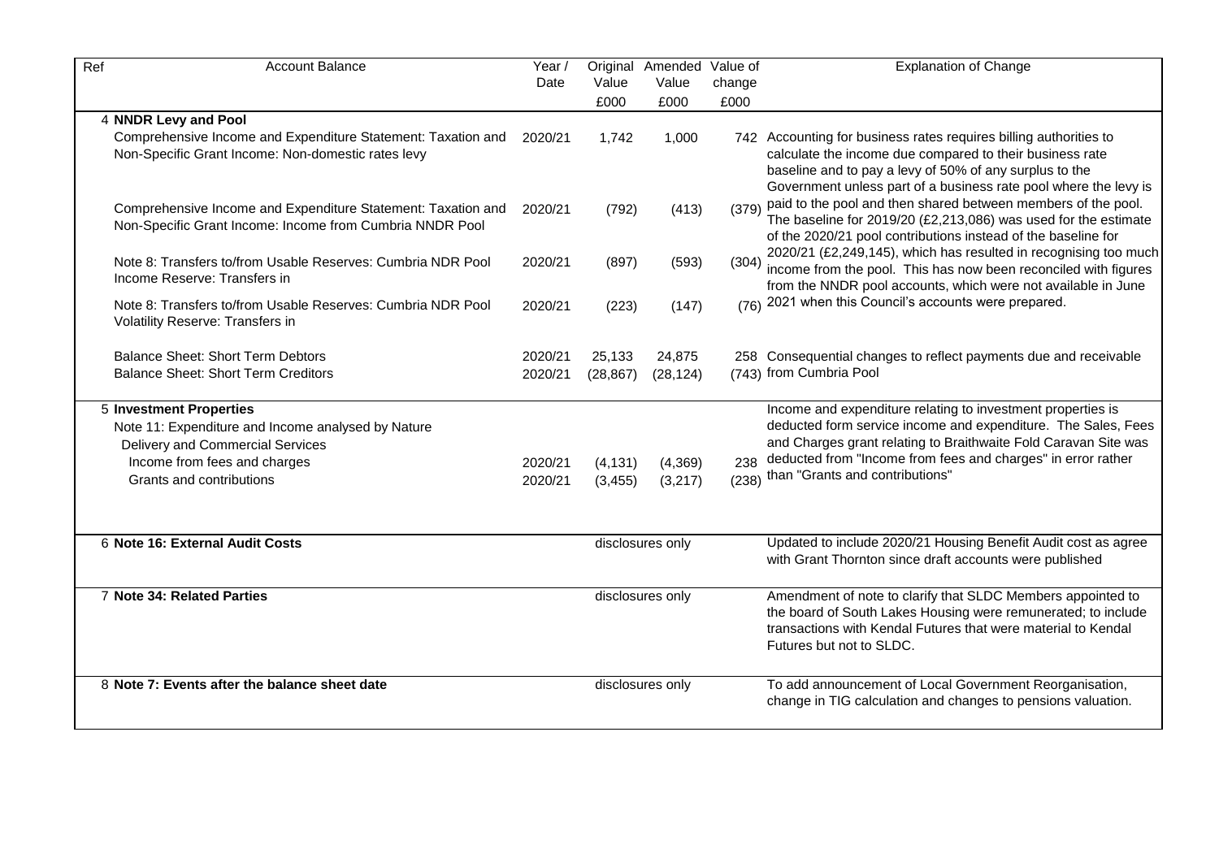| Ref | Account Balance | Year / Date | Original Value £000 | Amended Value £000 | Value of change £000 | Explanation of Change |
|---|---|---|---|---|---|---|
| 4 | **NNDR Levy and Pool** | | | | | |
| | Comprehensive Income and Expenditure Statement: Taxation and Non-Specific Grant Income: Non-domestic rates levy | 2020/21 | 1,742 | 1,000 | 742 | Accounting for business rates requires billing authorities to calculate the income due compared to their business rate baseline and to pay a levy of 50% of any surplus to the Government unless part of a business rate pool where the levy is paid to the pool and then shared between members of the pool. The baseline for 2019/20 (£2,213,086) was used for the estimate of the 2020/21 pool contributions instead of the baseline for 2020/21 (£2,249,145), which has resulted in recognising too much income from the pool. This has now been reconciled with figures from the NNDR pool accounts, which were not available in June 2021 when this Council's accounts were prepared. |
| | Comprehensive Income and Expenditure Statement: Taxation and Non-Specific Grant Income: Income from Cumbria NNDR Pool | 2020/21 | (792) | (413) | (379) | |
| | Note 8: Transfers to/from Usable Reserves: Cumbria NDR Pool Income Reserve: Transfers in | 2020/21 | (897) | (593) | (304) | |
| | Note 8: Transfers to/from Usable Reserves: Cumbria NDR Pool Volatility Reserve: Transfers in | 2020/21 | (223) | (147) | (76) | |
| | Balance Sheet: Short Term Debtors | 2020/21 | 25,133 | 24,875 | 258 | Consequential changes to reflect payments due and receivable from Cumbria Pool |
| | Balance Sheet: Short Term Creditors | 2020/21 | (28,867) | (28,124) | (743) | |
| 5 | **Investment Properties** | | | | | Income and expenditure relating to investment properties is deducted form service income and expenditure. The Sales, Fees and Charges grant relating to Braithwaite Fold Caravan Site was deducted from "Income from fees and charges" in error rather than "Grants and contributions" |
| | Note 11: Expenditure and Income analysed by Nature | | | | | |
| | Delivery and Commercial Services | | | | | |
| | Income from fees and charges | 2020/21 | (4,131) | (4,369) | 238 | |
| | Grants and contributions | 2020/21 | (3,455) | (3,217) | (238) | |
| 6 | **Note 16: External Audit Costs** | | disclosures only | | | Updated to include 2020/21 Housing Benefit Audit cost as agree with Grant Thornton since draft accounts were published |
| 7 | **Note 34: Related Parties** | | disclosures only | | | Amendment of note to clarify that SLDC Members appointed to the board of South Lakes Housing were remunerated; to include transactions with Kendal Futures that were material to Kendal Futures but not to SLDC. |
| 8 | **Note 7: Events after the balance sheet date** | | disclosures only | | | To add announcement of Local Government Reorganisation, change in TIG calculation and changes to pensions valuation. |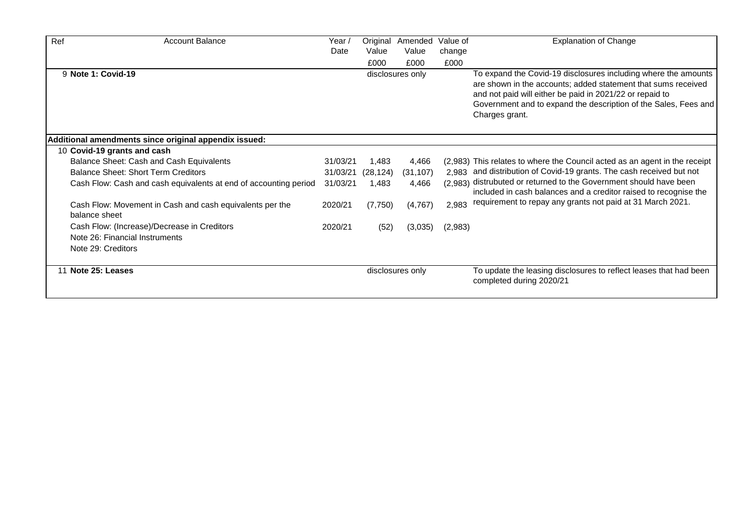| Ref | Account Balance | Year / Date | Original Value £000 | Amended Value £000 | Value of change £000 | Explanation of Change |
|---|---|---|---|---|---|---|
| 9 | **Note 1: Covid-19** | | disclosures only | | | To expand the Covid-19 disclosures including where the amounts are shown in the accounts; added statement that sums received and not paid will either be paid in 2021/22 or repaid to Government and to expand the description of the Sales, Fees and Charges grant. |
| **Additional amendments since original appendix issued:** | | | | | | |
| 10 | **Covid-19 grants and cash** | | | | | |
| | Balance Sheet: Cash and Cash Equivalents | 31/03/21 | 1,483 | 4,466 | (2,983) | This relates to where the Council acted as an agent in the receipt and distribution of Covid-19 grants. The cash received but not distrubuted or returned to the Government should have been included in cash balances and a creditor raised to recognise the requirement to repay any grants not paid at 31 March 2021. |
| | Balance Sheet: Short Term Creditors | 31/03/21 | (28,124) | (31,107) | 2,983 | |
| | Cash Flow: Cash and cash equivalents at end of accounting period | 31/03/21 | 1,483 | 4,466 | (2,983) | |
| | Cash Flow: Movement in Cash and cash equivalents per the balance sheet | 2020/21 | (7,750) | (4,767) | 2,983 | |
| | Cash Flow: (Increase)/Decrease in Creditors | 2020/21 | (52) | (3,035) | (2,983) | |
| | Note 26: Financial Instruments | | | | | |
| | Note 29: Creditors | | | | | |
| 11 | **Note 25: Leases** | | disclosures only | | | To update the leasing disclosures to reflect leases that had been completed during 2020/21 |